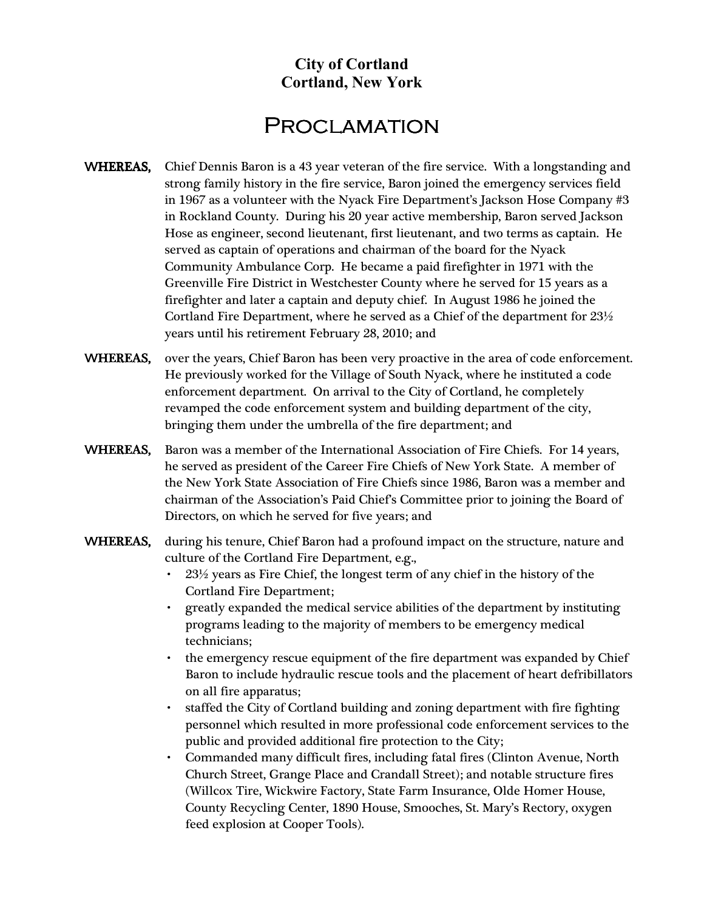**City of Cortland**
**Cortland, New York**

# Proclamation

**WHEREAS,** Chief Dennis Baron is a 43 year veteran of the fire service. With a longstanding and strong family history in the fire service, Baron joined the emergency services field in 1967 as a volunteer with the Nyack Fire Department's Jackson Hose Company #3 in Rockland County. During his 20 year active membership, Baron served Jackson Hose as engineer, second lieutenant, first lieutenant, and two terms as captain. He served as captain of operations and chairman of the board for the Nyack Community Ambulance Corp. He became a paid firefighter in 1971 with the Greenville Fire District in Westchester County where he served for 15 years as a firefighter and later a captain and deputy chief. In August 1986 he joined the Cortland Fire Department, where he served as a Chief of the department for 23½ years until his retirement February 28, 2010; and

**WHEREAS,** over the years, Chief Baron has been very proactive in the area of code enforcement. He previously worked for the Village of South Nyack, where he instituted a code enforcement department. On arrival to the City of Cortland, he completely revamped the code enforcement system and building department of the city, bringing them under the umbrella of the fire department; and

**WHEREAS,** Baron was a member of the International Association of Fire Chiefs. For 14 years, he served as president of the Career Fire Chiefs of New York State. A member of the New York State Association of Fire Chiefs since 1986, Baron was a member and chairman of the Association's Paid Chief's Committee prior to joining the Board of Directors, on which he served for five years; and

**WHEREAS,** during his tenure, Chief Baron had a profound impact on the structure, nature and culture of the Cortland Fire Department, e.g.,

- 23½ years as Fire Chief, the longest term of any chief in the history of the Cortland Fire Department;
- greatly expanded the medical service abilities of the department by instituting programs leading to the majority of members to be emergency medical technicians;
- the emergency rescue equipment of the fire department was expanded by Chief Baron to include hydraulic rescue tools and the placement of heart defribillators on all fire apparatus;
- staffed the City of Cortland building and zoning department with fire fighting personnel which resulted in more professional code enforcement services to the public and provided additional fire protection to the City;
- Commanded many difficult fires, including fatal fires (Clinton Avenue, North Church Street, Grange Place and Crandall Street); and notable structure fires (Willcox Tire, Wickwire Factory, State Farm Insurance, Olde Homer House, County Recycling Center, 1890 House, Smooches, St. Mary's Rectory, oxygen feed explosion at Cooper Tools).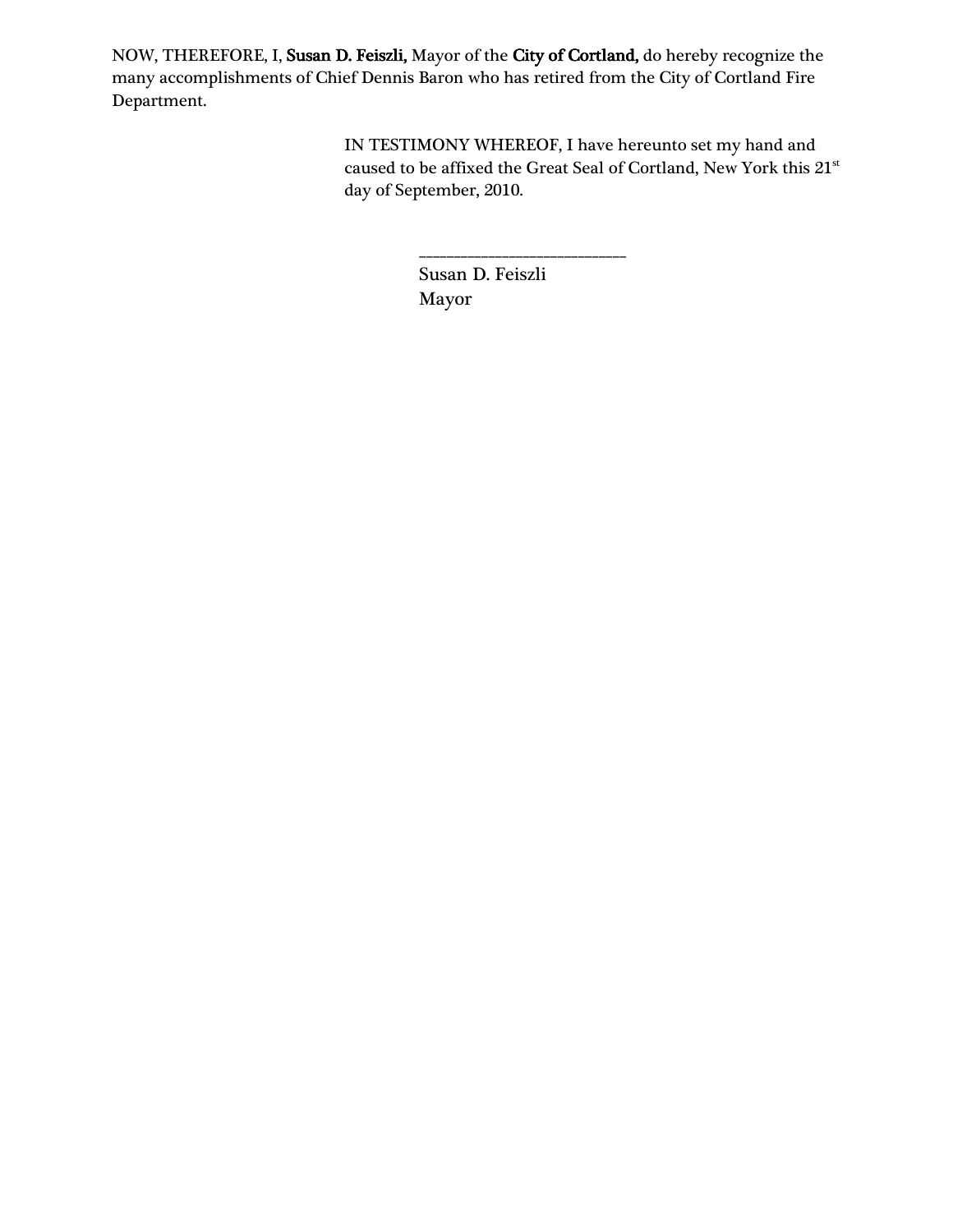NOW, THEREFORE, I, **Susan D. Feiszli,** Mayor of the **City of Cortland,** do hereby recognize the many accomplishments of Chief Dennis Baron who has retired from the City of Cortland Fire Department.

IN TESTIMONY WHEREOF, I have hereunto set my hand and caused to be affixed the Great Seal of Cortland, New York this 21st day of September, 2010.

___________________________

Susan D. Feiszli
Mayor